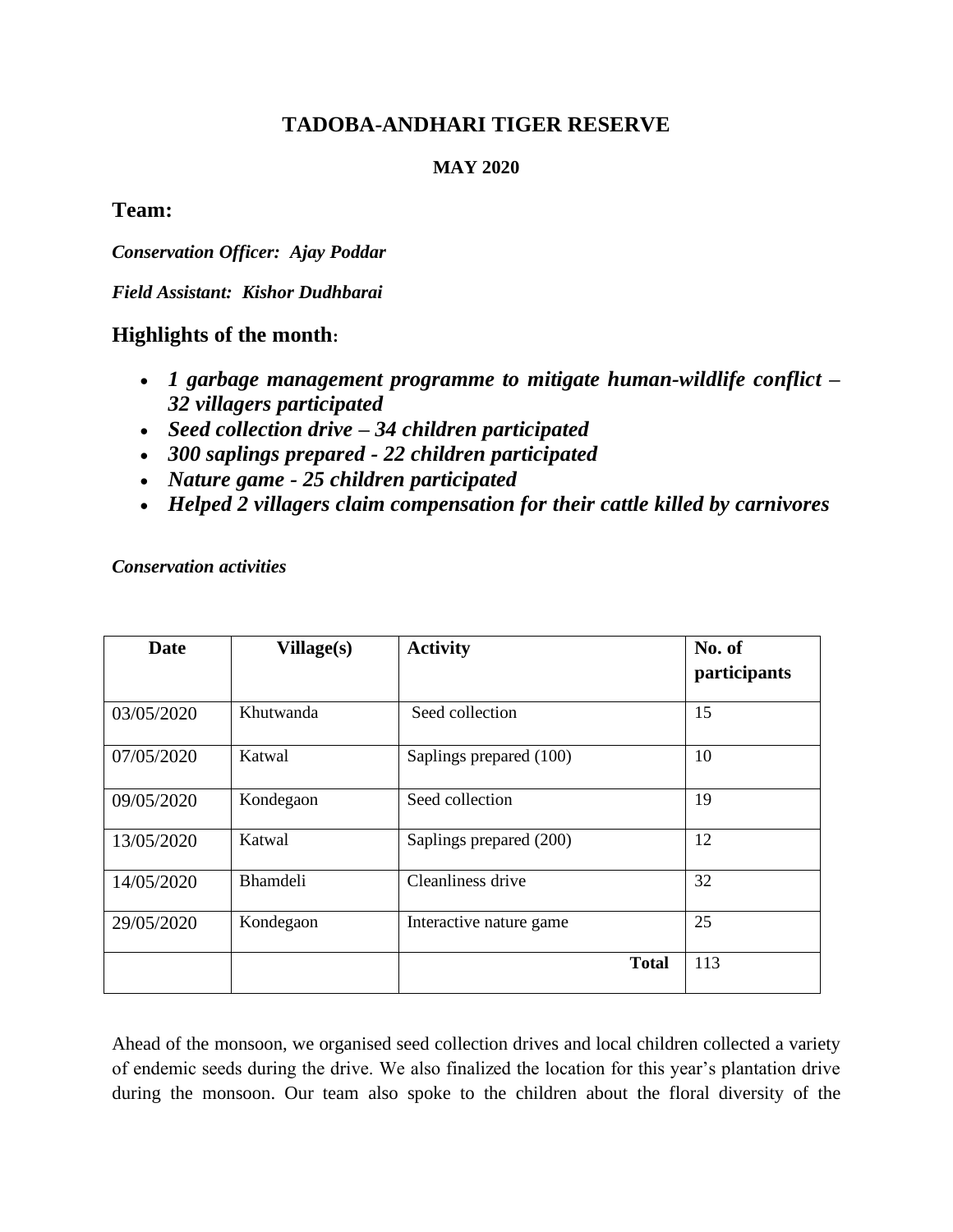# TADOBA-ANDHARI TIGER RESERVE

**MAY 2020**

## Team:

***Conservation Officer: Ajay Poddar***

***Field Assistant: Kishor Dudhbarai***

## Highlights of the month:

- ***1 garbage management programme to mitigate human-wildlife conflict – 32 villagers participated***
- ***Seed collection drive – 34 children participated***
- ***300 saplings prepared - 22 children participated***
- ***Nature game - 25 children participated***
- ***Helped 2 villagers claim compensation for their cattle killed by carnivores***

***Conservation activities***

| Date | Village(s) | Activity | No. of participants |
|---|---|---|---|
| 03/05/2020 | Khutwanda | Seed collection | 15 |
| 07/05/2020 | Katwal | Saplings prepared (100) | 10 |
| 09/05/2020 | Kondegaon | Seed collection | 19 |
| 13/05/2020 | Katwal | Saplings prepared (200) | 12 |
| 14/05/2020 | Bhamdeli | Cleanliness drive | 32 |
| 29/05/2020 | Kondegaon | Interactive nature game | 25 |
| | | **Total** | 113 |

Ahead of the monsoon, we organised seed collection drives and local children collected a variety of endemic seeds during the drive. We also finalized the location for this year's plantation drive during the monsoon. Our team also spoke to the children about the floral diversity of the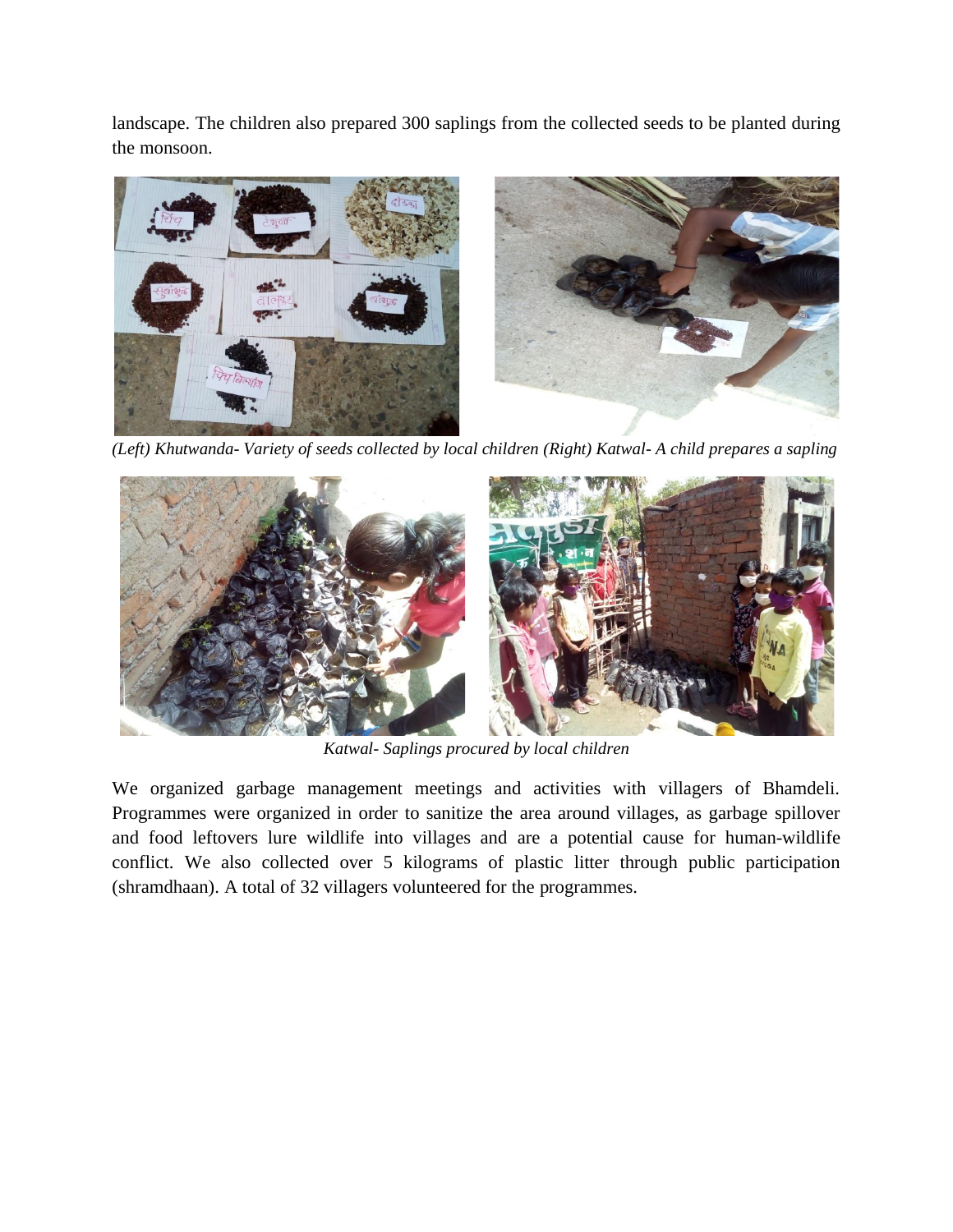landscape. The children also prepared 300 saplings from the collected seeds to be planted during the monsoon.

*(Left) Khutwanda- Variety of seeds collected by local children (Right) Katwal- A child prepares a sapling*

*Katwal- Saplings procured by local children*

We organized garbage management meetings and activities with villagers of Bhamdeli. Programmes were organized in order to sanitize the area around villages, as garbage spillover and food leftovers lure wildlife into villages and are a potential cause for human-wildlife conflict. We also collected over 5 kilograms of plastic litter through public participation (shramdhaan). A total of 32 villagers volunteered for the programmes.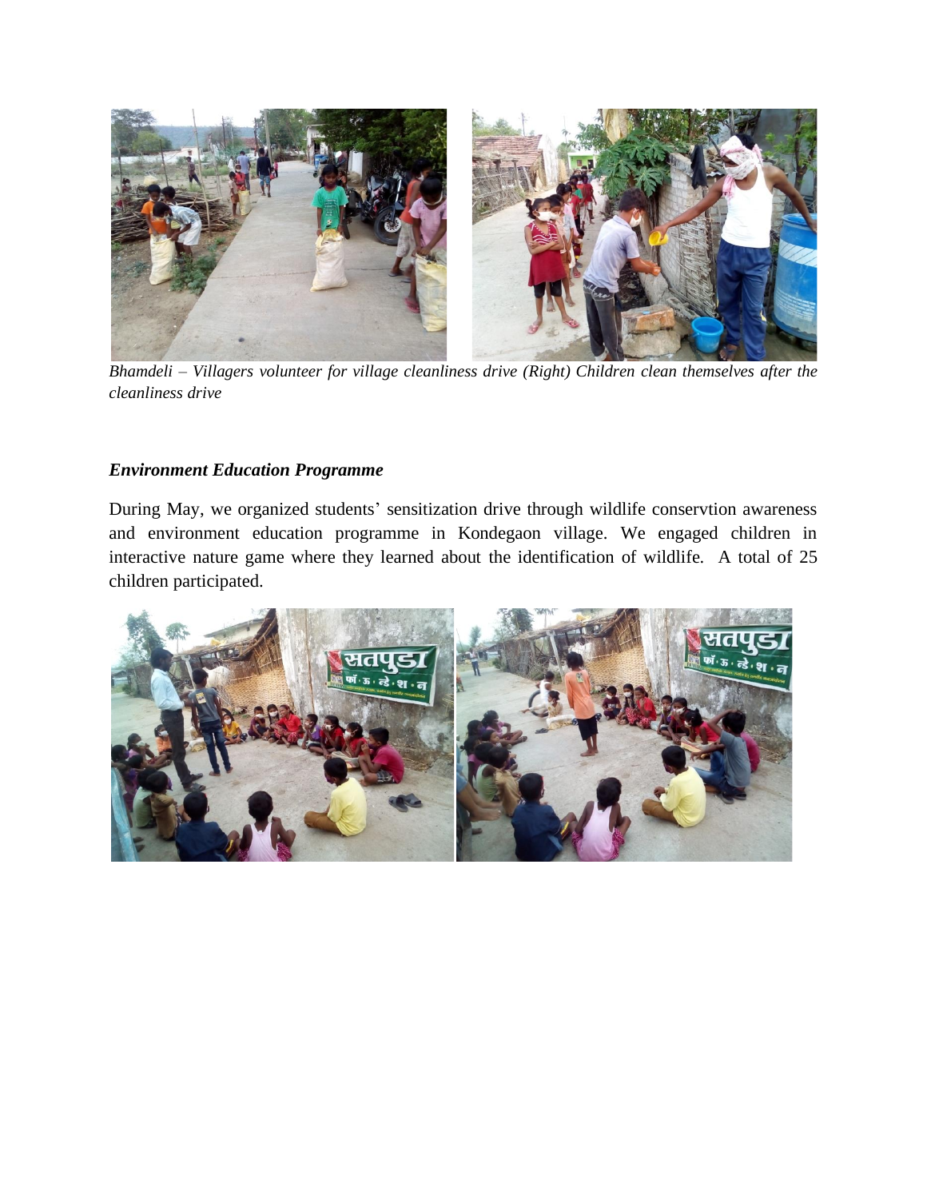*Bhamdeli – Villagers volunteer for village cleanliness drive (Right) Children clean themselves after the cleanliness drive*

***Environment Education Programme***

During May, we organized students' sensitization drive through wildlife conservtion awareness and environment education programme in Kondegaon village. We engaged children in interactive nature game where they learned about the identification of wildlife. A total of 25 children participated.